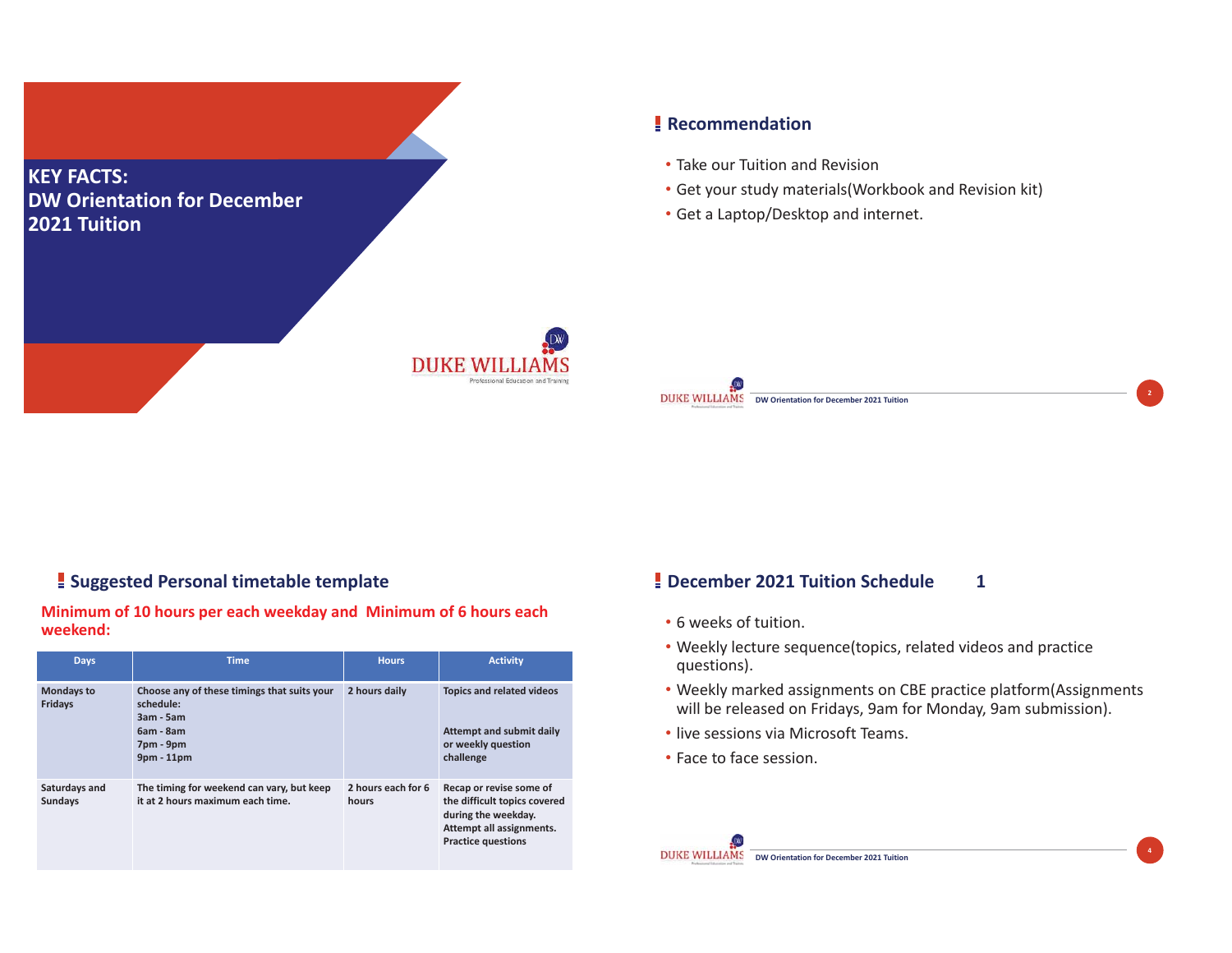# KEY FACTS: DW Orientation for December 2021 Tuition

DUKE WILLIAMS
Professional Education and Training

## Recommendation

- Take our Tuition and Revision
- Get your study materials(Workbook and Revision kit)
- Get a Laptop/Desktop and internet.

## Suggested Personal timetable template

**Minimum of 10 hours per each weekday and Minimum of 6 hours each weekend:**

| Days | Time | Hours | Activity |
|---|---|---|---|
| Mondays to Fridays | Choose any of these timings that suits your schedule:<br>3am - 5am<br>6am - 8am<br>7pm - 9pm<br>9pm - 11pm | 2 hours daily | Topics and related videos<br><br>Attempt and submit daily or weekly question challenge |
| Saturdays and Sundays | The timing for weekend can vary, but keep it at 2 hours maximum each time. | 2 hours each for 6 hours | Recap or revise some of the difficult topics covered during the weekday.<br>Attempt all assignments.<br>Practice questions |

## December 2021 Tuition Schedule 1

- 6 weeks of tuition.
- Weekly lecture sequence(topics, related videos and practice questions).
- Weekly marked assignments on CBE practice platform(Assignments will be released on Fridays, 9am for Monday, 9am submission).
- live sessions via Microsoft Teams.
- Face to face session.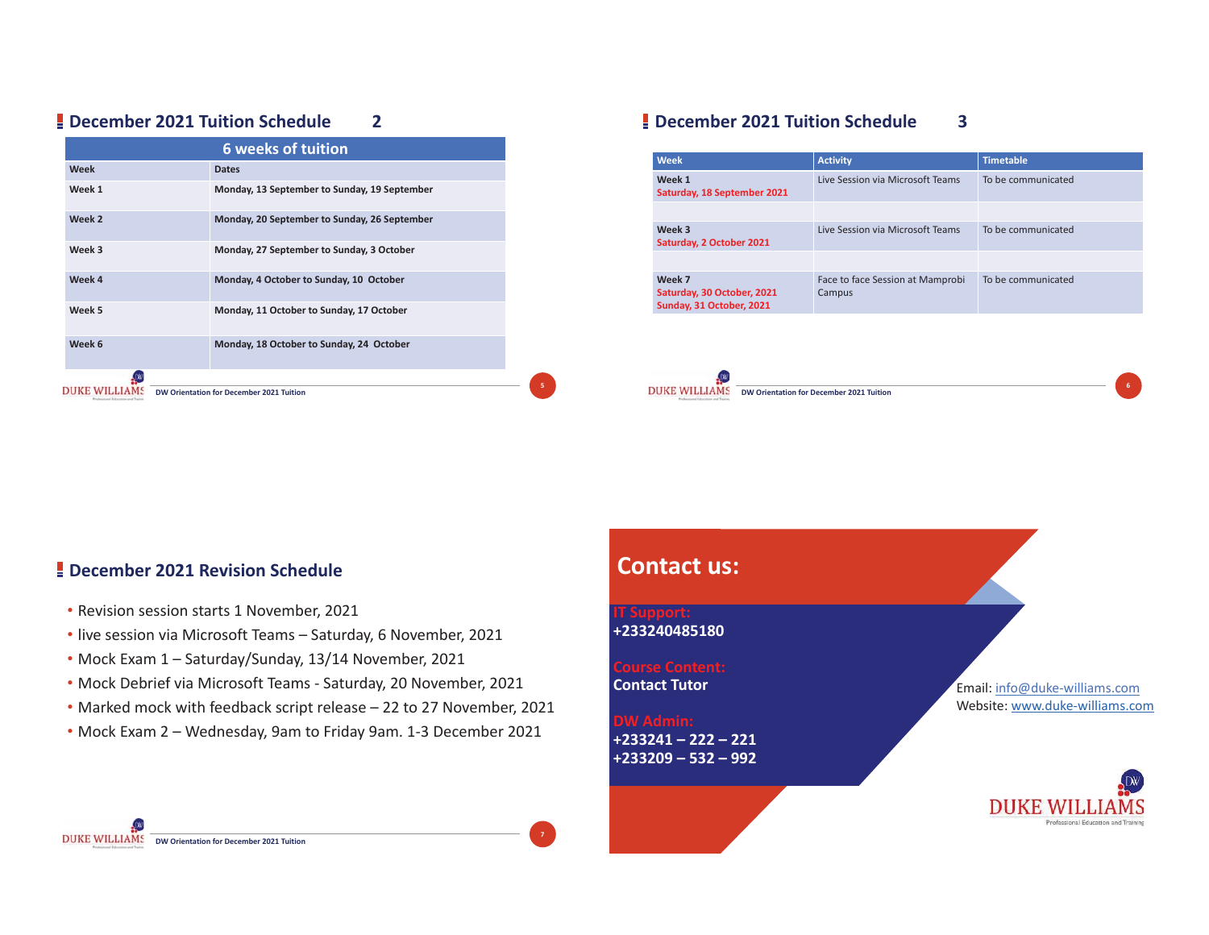## December 2021 Tuition Schedule 2

| 6 weeks of tuition | |
|---|---|
| **Week** | **Dates** |
| **Week 1** | **Monday, 13 September to Sunday, 19 September** |
| **Week 2** | **Monday, 20 September to Sunday, 26 September** |
| **Week 3** | **Monday, 27 September to Sunday, 3 October** |
| **Week 4** | **Monday, 4 October to Sunday, 10 October** |
| **Week 5** | **Monday, 11 October to Sunday, 17 October** |
| **Week 6** | **Monday, 18 October to Sunday, 24 October** |

## December 2021 Tuition Schedule 3

| Week | Activity | Timetable |
|---|---|---|
| **Week 1** **Saturday, 18 September 2021** | Live Session via Microsoft Teams | To be communicated |
| | | |
| **Week 3** **Saturday, 2 October 2021** | Live Session via Microsoft Teams | To be communicated |
| | | |
| **Week 7** **Saturday, 30 October, 2021** **Sunday, 31 October, 2021** | Face to face Session at Mamprobi Campus | To be communicated |

## December 2021 Revision Schedule

- Revision session starts 1 November, 2021
- live session via Microsoft Teams – Saturday, 6 November, 2021
- Mock Exam 1 – Saturday/Sunday, 13/14 November, 2021
- Mock Debrief via Microsoft Teams - Saturday, 20 November, 2021
- Marked mock with feedback script release – 22 to 27 November, 2021
- Mock Exam 2 – Wednesday, 9am to Friday 9am. 1-3 December 2021

## Contact us:

**IT Support:**
**+233240485180**

**Course Content:**
**Contact Tutor**

**DW Admin:**
**+233241 – 222 – 221**
**+233209 – 532 – 992**

Email: info@duke-williams.com
Website: www.duke-williams.com

DUKE WILLIAMS
Professional Education and Training